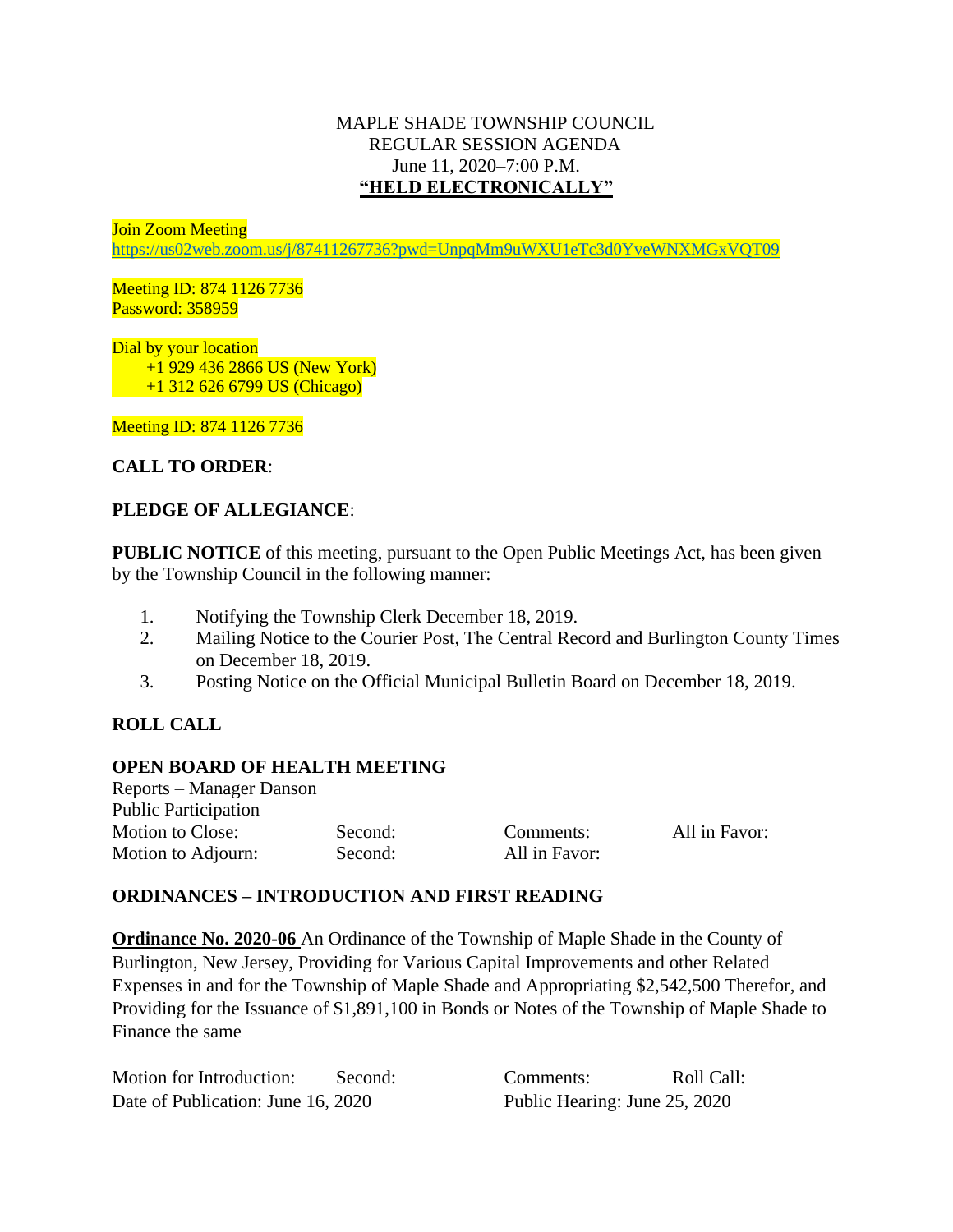MAPLE SHADE TOWNSHIP COUNCIL
REGULAR SESSION AGENDA
June 11, 2020–7:00 P.M.
**“HELD ELECTRONICALLY”**

Join Zoom Meeting
https://us02web.zoom.us/j/87411267736?pwd=UnpqMm9uWXU1eTc3d0YveWNXMGxVQT09

Meeting ID: 874 1126 7736
Password: 358959

Dial by your location
+1 929 436 2866 US (New York)
+1 312 626 6799 US (Chicago)

Meeting ID: 874 1126 7736

**CALL TO ORDER**:

**PLEDGE OF ALLEGIANCE**:

**PUBLIC NOTICE** of this meeting, pursuant to the Open Public Meetings Act, has been given by the Township Council in the following manner:

1. Notifying the Township Clerk December 18, 2019.
2. Mailing Notice to the Courier Post, The Central Record and Burlington County Times on December 18, 2019.
3. Posting Notice on the Official Municipal Bulletin Board on December 18, 2019.

**ROLL CALL**

**OPEN BOARD OF HEALTH MEETING**

Reports – Manager Danson
Public Participation

| Motion to Close: | Second: | Comments: | All in Favor: |
|---|---|---|---|
| Motion to Adjourn: | Second: | All in Favor: | |

**ORDINANCES – INTRODUCTION AND FIRST READING**

**Ordinance No. 2020-06** An Ordinance of the Township of Maple Shade in the County of Burlington, New Jersey, Providing for Various Capital Improvements and other Related Expenses in and for the Township of Maple Shade and Appropriating $2,542,500 Therefor, and Providing for the Issuance of $1,891,100 in Bonds or Notes of the Township of Maple Shade to Finance the same

Motion for Introduction: Second: Comments: Roll Call:
Date of Publication: June 16, 2020 Public Hearing: June 25, 2020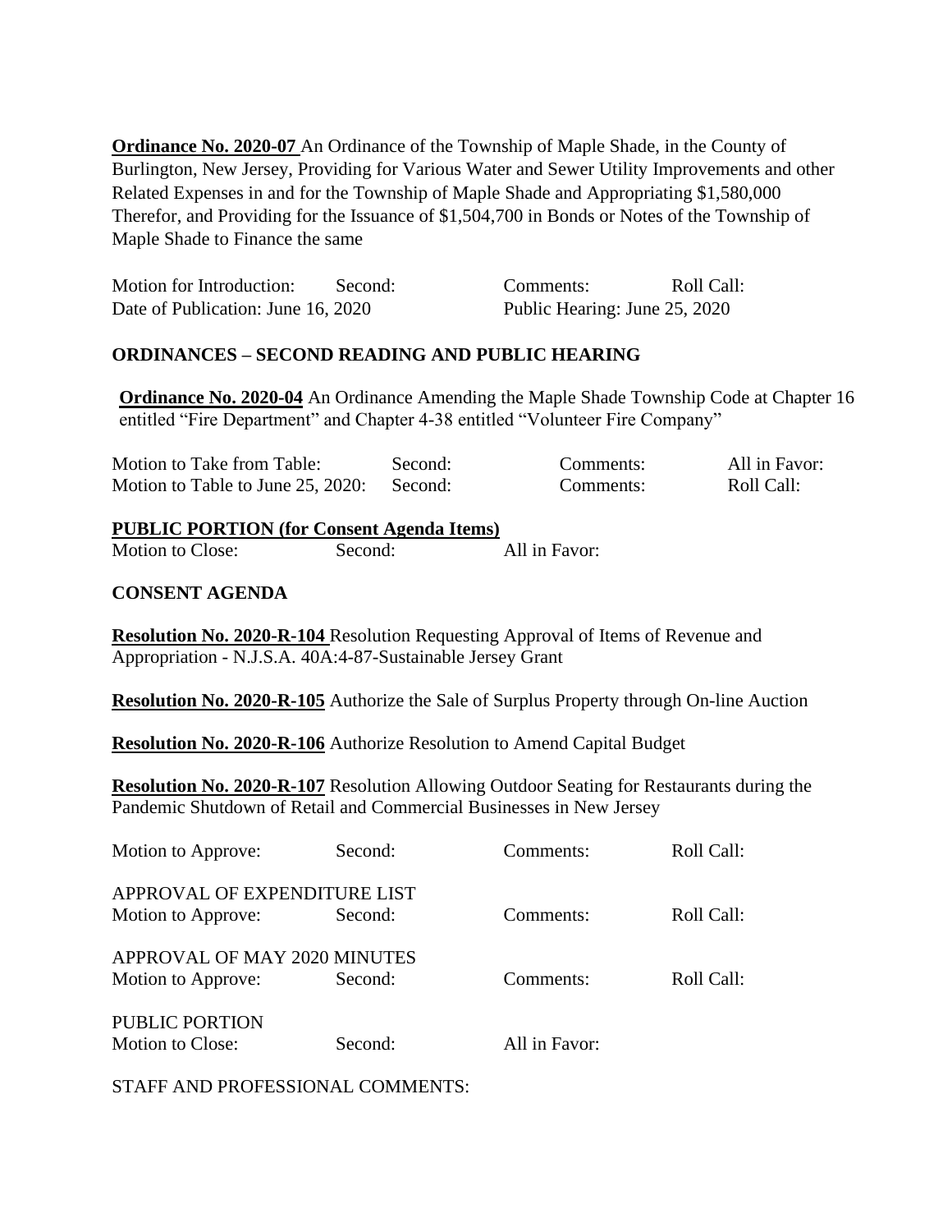**Ordinance No. 2020-07** An Ordinance of the Township of Maple Shade, in the County of Burlington, New Jersey, Providing for Various Water and Sewer Utility Improvements and other Related Expenses in and for the Township of Maple Shade and Appropriating $1,580,000 Therefor, and Providing for the Issuance of $1,504,700 in Bonds or Notes of the Township of Maple Shade to Finance the same

Motion for Introduction: Second: Comments: Roll Call:
Date of Publication: June 16, 2020 Public Hearing: June 25, 2020

**ORDINANCES – SECOND READING AND PUBLIC HEARING**

**Ordinance No. 2020-04** An Ordinance Amending the Maple Shade Township Code at Chapter 16 entitled "Fire Department" and Chapter 4-38 entitled "Volunteer Fire Company"

Motion to Take from Table: Second: Comments: All in Favor:
Motion to Table to June 25, 2020: Second: Comments: Roll Call:

**PUBLIC PORTION (for Consent Agenda Items)**

Motion to Close: Second: All in Favor:

**CONSENT AGENDA**

**Resolution No. 2020-R-104** Resolution Requesting Approval of Items of Revenue and Appropriation - N.J.S.A. 40A:4-87-Sustainable Jersey Grant

**Resolution No. 2020-R-105** Authorize the Sale of Surplus Property through On-line Auction

**Resolution No. 2020-R-106** Authorize Resolution to Amend Capital Budget

**Resolution No. 2020-R-107** Resolution Allowing Outdoor Seating for Restaurants during the Pandemic Shutdown of Retail and Commercial Businesses in New Jersey

Motion to Approve: Second: Comments: Roll Call:

APPROVAL OF EXPENDITURE LIST
Motion to Approve: Second: Comments: Roll Call:

APPROVAL OF MAY 2020 MINUTES
Motion to Approve: Second: Comments: Roll Call:

PUBLIC PORTION
Motion to Close: Second: All in Favor:

STAFF AND PROFESSIONAL COMMENTS: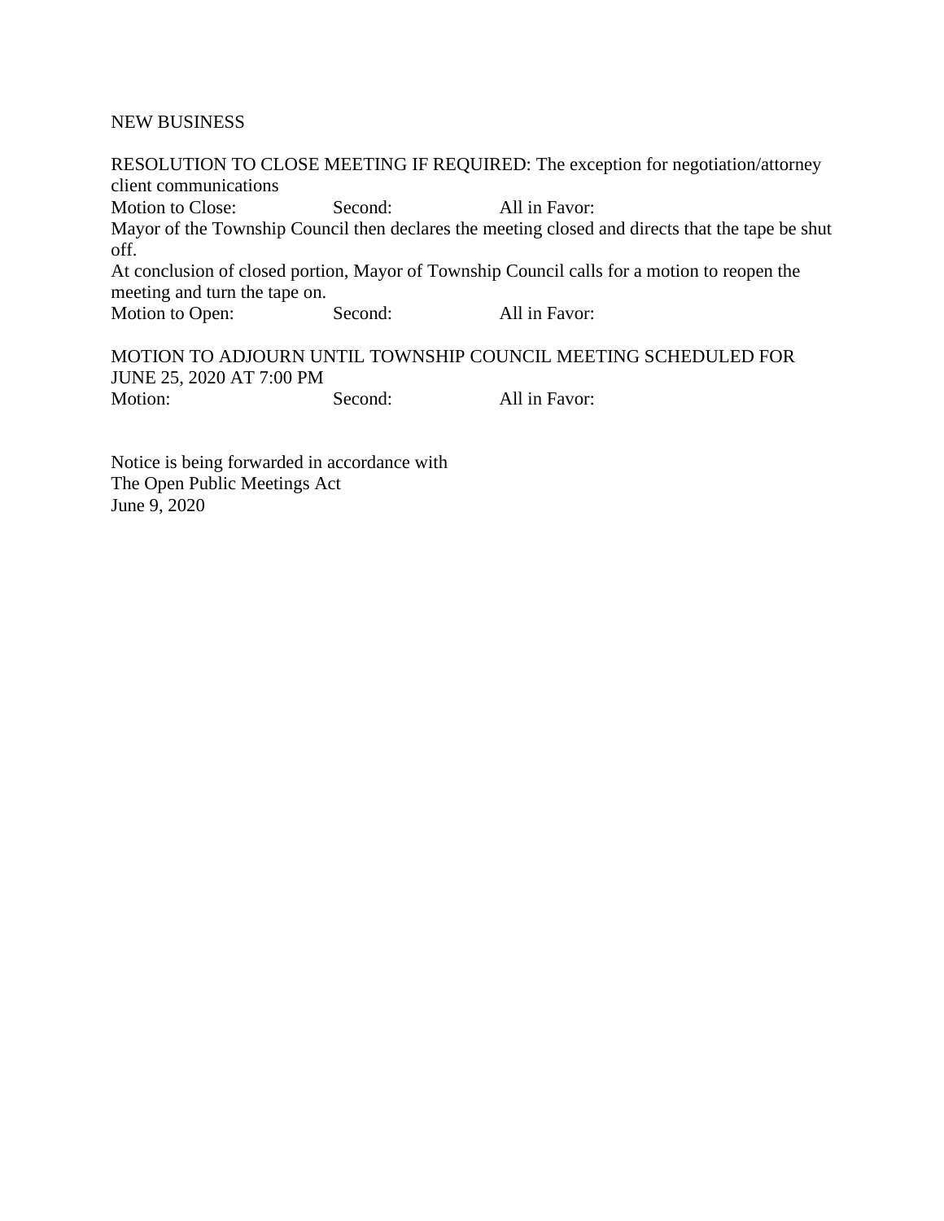NEW BUSINESS

RESOLUTION TO CLOSE MEETING IF REQUIRED: The exception for negotiation/attorney client communications

Motion to Close: Second: All in Favor:

Mayor of the Township Council then declares the meeting closed and directs that the tape be shut off.

At conclusion of closed portion, Mayor of Township Council calls for a motion to reopen the meeting and turn the tape on.

Motion to Open: Second: All in Favor:

MOTION TO ADJOURN UNTIL TOWNSHIP COUNCIL MEETING SCHEDULED FOR JUNE 25, 2020 AT 7:00 PM

Motion: Second: All in Favor:

Notice is being forwarded in accordance with
The Open Public Meetings Act
June 9, 2020